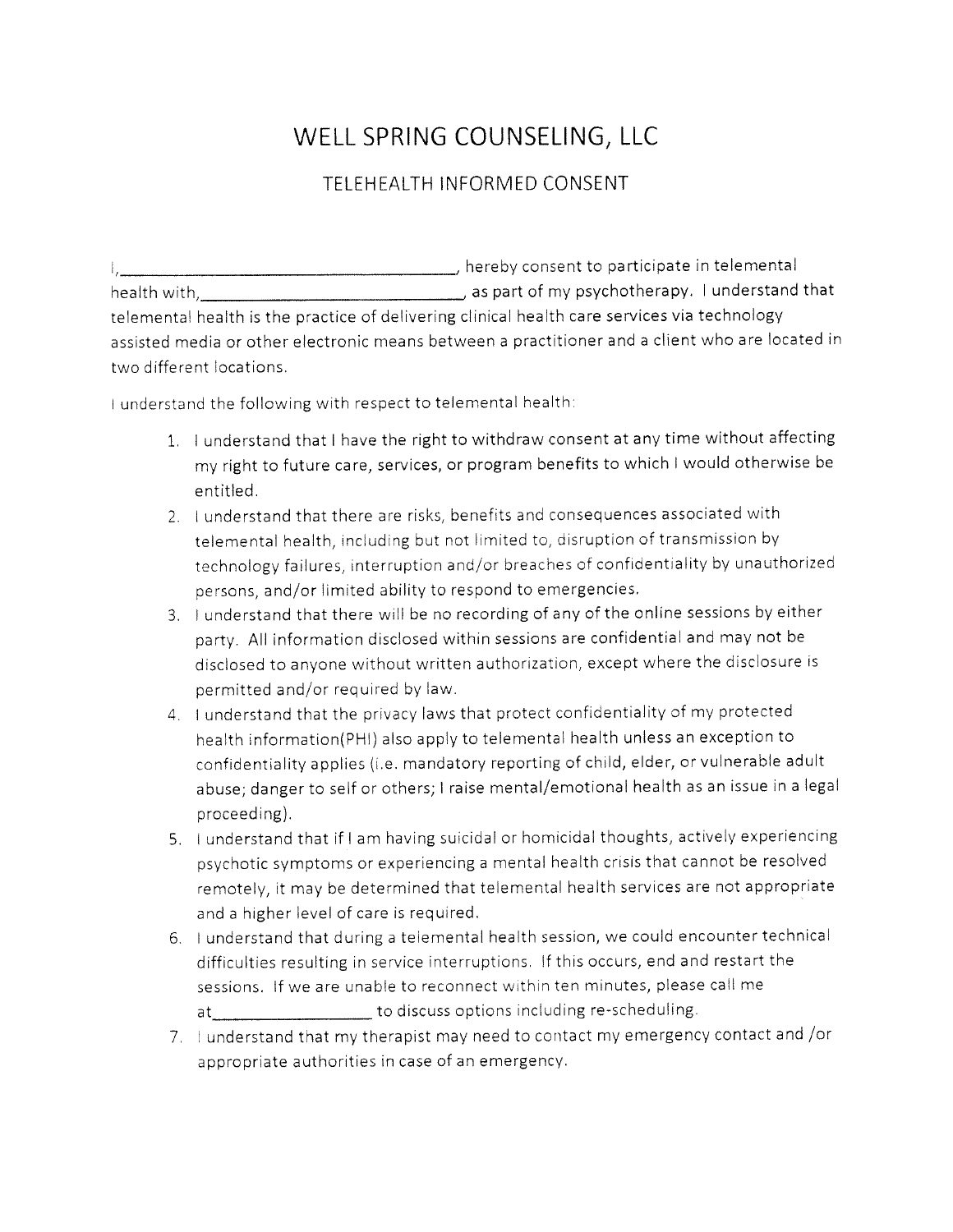# WELL SPRING COUNSELING, LLC

## TELEHEALTH INFORMED CONSENT

I,________________________________________, hereby consent to participate in telemental health with,______________________________, as part of my psychotherapy. I understand that telemental health is the practice of delivering clinical health care services via technology assisted media or other electronic means between a practitioner and a client who are located in two different locations.

I understand the following with respect to telemental health:

1. I understand that I have the right to withdraw consent at any time without affecting my right to future care, services, or program benefits to which I would otherwise be entitled.
2. I understand that there are risks, benefits and consequences associated with telemental health, including but not limited to, disruption of transmission by technology failures, interruption and/or breaches of confidentiality by unauthorized persons, and/or limited ability to respond to emergencies.
3. I understand that there will be no recording of any of the online sessions by either party. All information disclosed within sessions are confidential and may not be disclosed to anyone without written authorization, except where the disclosure is permitted and/or required by law.
4. I understand that the privacy laws that protect confidentiality of my protected health information(PHI) also apply to telemental health unless an exception to confidentiality applies (i.e. mandatory reporting of child, elder, or vulnerable adult abuse; danger to self or others; I raise mental/emotional health as an issue in a legal proceeding).
5. I understand that if I am having suicidal or homicidal thoughts, actively experiencing psychotic symptoms or experiencing a mental health crisis that cannot be resolved remotely, it may be determined that telemental health services are not appropriate and a higher level of care is required.
6. I understand that during a telemental health session, we could encounter technical difficulties resulting in service interruptions. If this occurs, end and restart the sessions. If we are unable to reconnect within ten minutes, please call me at_________________ to discuss options including re-scheduling.
7. I understand that my therapist may need to contact my emergency contact and /or appropriate authorities in case of an emergency.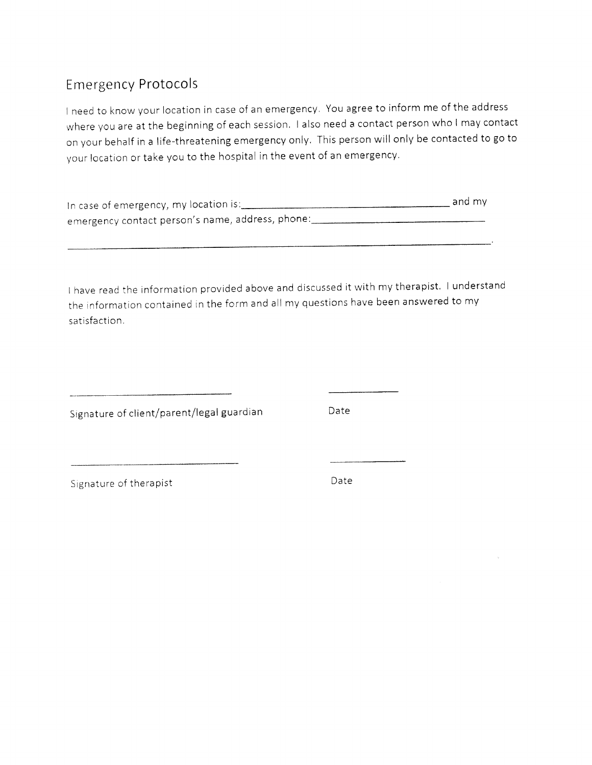## Emergency Protocols

I need to know your location in case of an emergency. You agree to inform me of the address where you are at the beginning of each session. I also need a contact person who I may contact on your behalf in a life-threatening emergency only. This person will only be contacted to go to your location or take you to the hospital in the event of an emergency.

In case of emergency, my location is:_________________________________________ and my emergency contact person's name, address, phone:___________________________________

_____________________________________________________________________________.

I have read the information provided above and discussed it with my therapist. I understand the information contained in the form and all my questions have been answered to my satisfaction.

_________________________________ &nbsp;&nbsp;&nbsp;&nbsp; _____________

Signature of client/parent/legal guardian &nbsp;&nbsp;&nbsp;&nbsp; Date

_________________________________ &nbsp;&nbsp;&nbsp;&nbsp; _____________

Signature of therapist &nbsp;&nbsp;&nbsp;&nbsp; Date